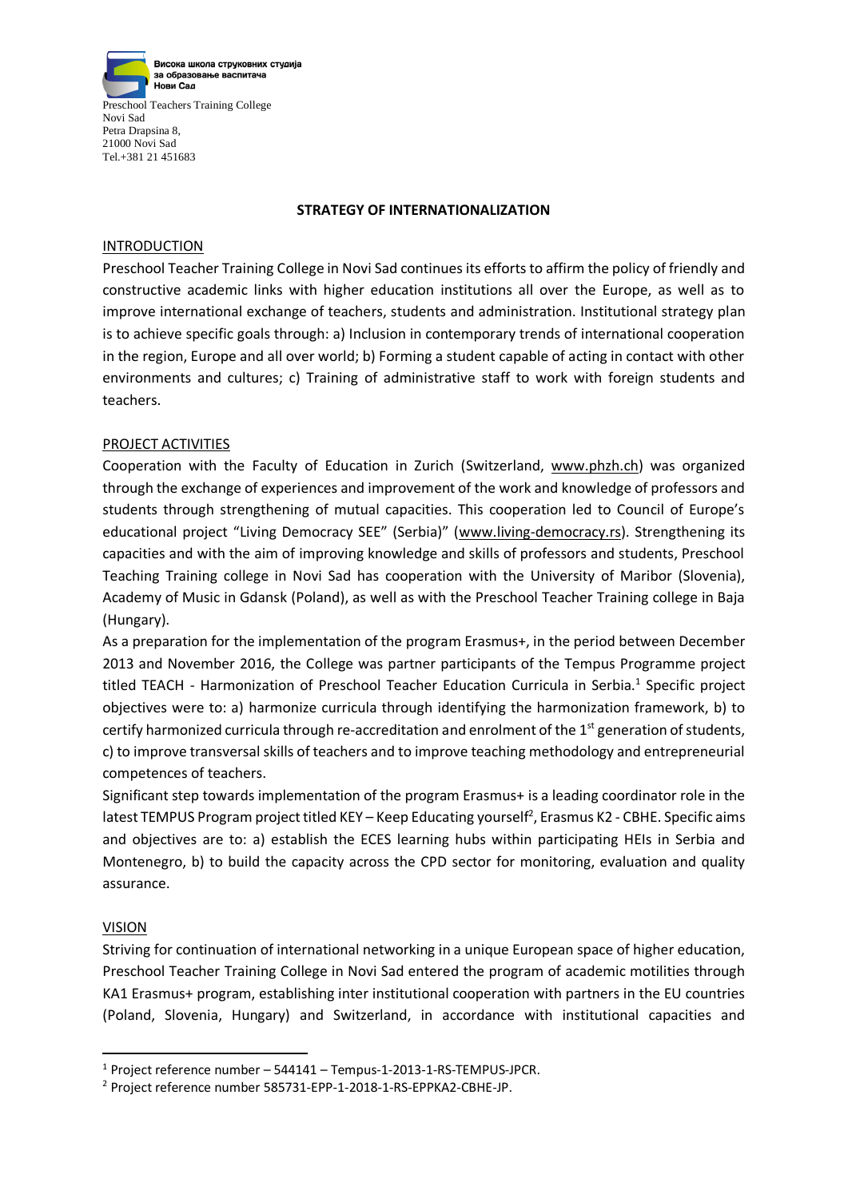Висока школа струковних студија
за образовање васпитача
Нови Сад

Preschool Teachers Training College
Novi Sad
Petra Drapsina 8,
21000 Novi Sad
Tel.+381 21 451683

# STRATEGY OF INTERNATIONALIZATION

## INTRODUCTION

Preschool Teacher Training College in Novi Sad continues its efforts to affirm the policy of friendly and constructive academic links with higher education institutions all over the Europe, as well as to improve international exchange of teachers, students and administration. Institutional strategy plan is to achieve specific goals through: a) Inclusion in contemporary trends of international cooperation in the region, Europe and all over world; b) Forming a student capable of acting in contact with other environments and cultures; c) Training of administrative staff to work with foreign students and teachers.

## PROJECT ACTIVITIES

Cooperation with the Faculty of Education in Zurich (Switzerland, www.phzh.ch) was organized through the exchange of experiences and improvement of the work and knowledge of professors and students through strengthening of mutual capacities. This cooperation led to Council of Europe's educational project "Living Democracy SEE" (Serbia)" (www.living-democracy.rs). Strengthening its capacities and with the aim of improving knowledge and skills of professors and students, Preschool Teaching Training college in Novi Sad has cooperation with the University of Maribor (Slovenia), Academy of Music in Gdansk (Poland), as well as with the Preschool Teacher Training college in Baja (Hungary).

As a preparation for the implementation of the program Erasmus+, in the period between December 2013 and November 2016, the College was partner participants of the Tempus Programme project titled TEACH - Harmonization of Preschool Teacher Education Curricula in Serbia.[1] Specific project objectives were to: a) harmonize curricula through identifying the harmonization framework, b) to certify harmonized curricula through re-accreditation and enrolment of the 1st generation of students, c) to improve transversal skills of teachers and to improve teaching methodology and entrepreneurial competences of teachers.

Significant step towards implementation of the program Erasmus+ is a leading coordinator role in the latest TEMPUS Program project titled KEY – Keep Educating yourself[2], Erasmus K2 - CBHE. Specific aims and objectives are to: a) establish the ECES learning hubs within participating HEIs in Serbia and Montenegro, b) to build the capacity across the CPD sector for monitoring, evaluation and quality assurance.

## VISION

Striving for continuation of international networking in a unique European space of higher education, Preschool Teacher Training College in Novi Sad entered the program of academic motilities through KA1 Erasmus+ program, establishing inter institutional cooperation with partners in the EU countries (Poland, Slovenia, Hungary) and Switzerland, in accordance with institutional capacities and

[1] Project reference number – 544141 – Tempus-1-2013-1-RS-TEMPUS-JPCR.

[2] Project reference number 585731-EPP-1-2018-1-RS-EPPKA2-CBHE-JP.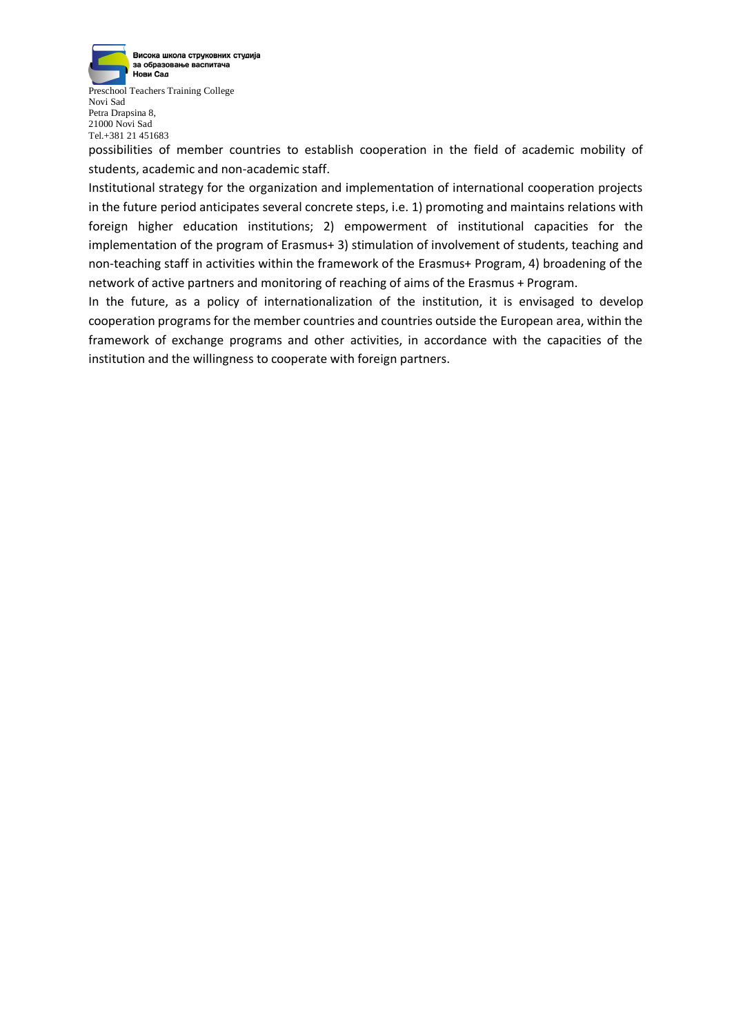possibilities of member countries to establish cooperation in the field of academic mobility of students, academic and non-academic staff.

Institutional strategy for the organization and implementation of international cooperation projects in the future period anticipates several concrete steps, i.e. 1) promoting and maintains relations with foreign higher education institutions; 2) empowerment of institutional capacities for the implementation of the program of Erasmus+ 3) stimulation of involvement of students, teaching and non-teaching staff in activities within the framework of the Erasmus+ Program, 4) broadening of the network of active partners and monitoring of reaching of aims of the Erasmus + Program.

In the future, as a policy of internationalization of the institution, it is envisaged to develop cooperation programs for the member countries and countries outside the European area, within the framework of exchange programs and other activities, in accordance with the capacities of the institution and the willingness to cooperate with foreign partners.